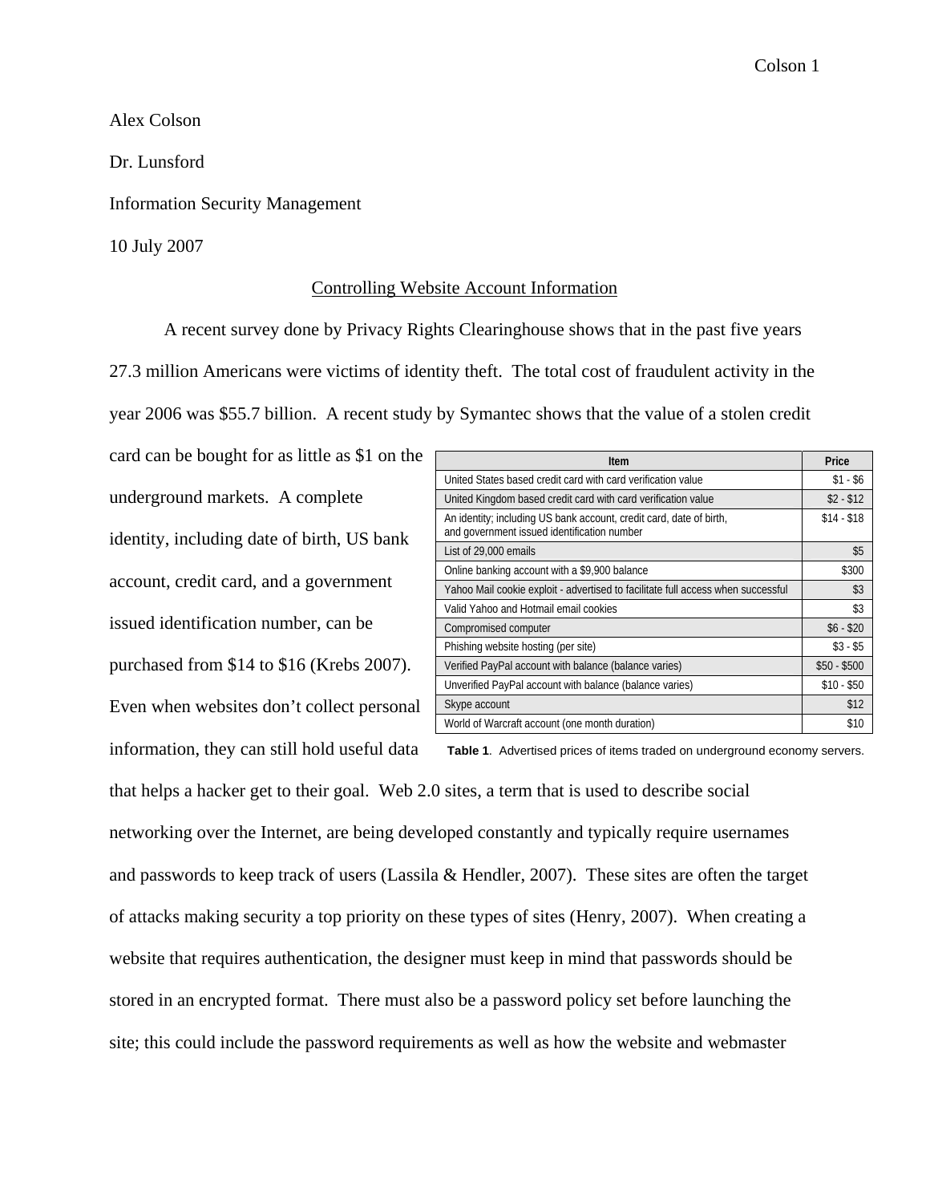Alex Colson

Dr. Lunsford

Information Security Management

10 July 2007

# Controlling Website Account Information

A recent survey done by Privacy Rights Clearinghouse shows that in the past five years 27.3 million Americans were victims of identity theft. The total cost of fraudulent activity in the year 2006 was $55.7 billion. A recent study by Symantec shows that the value of a stolen credit card can be bought for as little as $1 on the underground markets. A complete identity, including date of birth, US bank account, credit card, and a government issued identification number, can be purchased from $14 to $16 (Krebs 2007). Even when websites don't collect personal information, they can still hold useful data that helps a hacker get to their goal. Web 2.0 sites, a term that is used to describe social networking over the Internet, are being developed constantly and typically require usernames and passwords to keep track of users (Lassila & Hendler, 2007). These sites are often the target of attacks making security a top priority on these types of sites (Henry, 2007). When creating a website that requires authentication, the designer must keep in mind that passwords should be stored in an encrypted format. There must also be a password policy set before launching the site; this could include the password requirements as well as how the website and webmaster

| Item | Price |
|---|---|
| United States based credit card with card verification value | $1 - $6 |
| United Kingdom based credit card with card verification value | $2 - $12 |
| An identity; including US bank account, credit card, date of birth, and government issued identification number | $14 - $18 |
| List of 29,000 emails | $5 |
| Online banking account with a $9,900 balance | $300 |
| Yahoo Mail cookie exploit - advertised to facilitate full access when successful | $3 |
| Valid Yahoo and Hotmail email cookies | $3 |
| Compromised computer | $6 - $20 |
| Phishing website hosting (per site) | $3 - $5 |
| Verified PayPal account with balance (balance varies) | $50 - $500 |
| Unverified PayPal account with balance (balance varies) | $10 - $50 |
| Skype account | $12 |
| World of Warcraft account (one month duration) | $10 |

**Table 1**. Advertised prices of items traded on underground economy servers.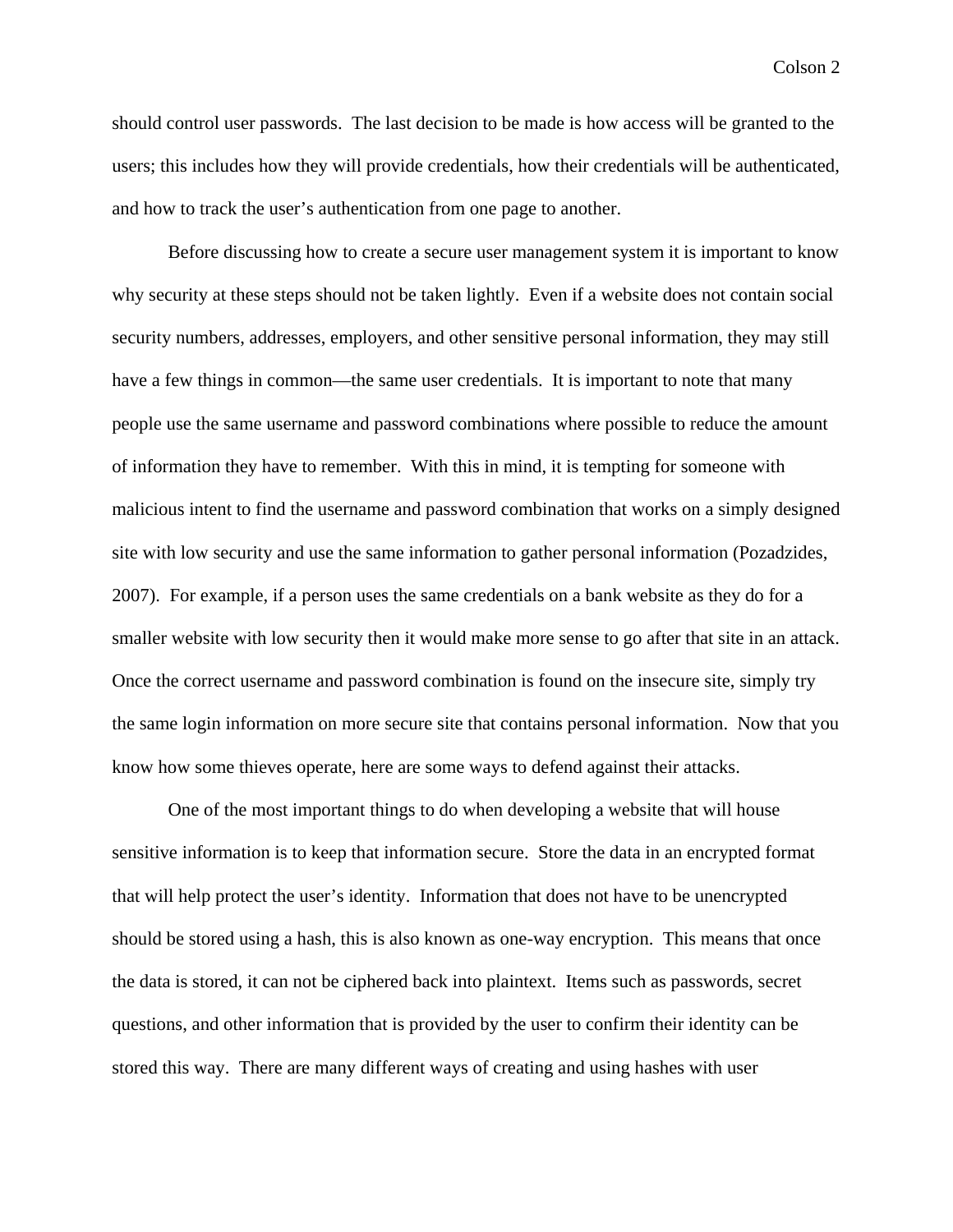should control user passwords.  The last decision to be made is how access will be granted to the users; this includes how they will provide credentials, how their credentials will be authenticated, and how to track the user's authentication from one page to another.

Before discussing how to create a secure user management system it is important to know why security at these steps should not be taken lightly.  Even if a website does not contain social security numbers, addresses, employers, and other sensitive personal information, they may still have a few things in common—the same user credentials.  It is important to note that many people use the same username and password combinations where possible to reduce the amount of information they have to remember.  With this in mind, it is tempting for someone with malicious intent to find the username and password combination that works on a simply designed site with low security and use the same information to gather personal information (Pozadzides, 2007).  For example, if a person uses the same credentials on a bank website as they do for a smaller website with low security then it would make more sense to go after that site in an attack. Once the correct username and password combination is found on the insecure site, simply try the same login information on more secure site that contains personal information.  Now that you know how some thieves operate, here are some ways to defend against their attacks.

One of the most important things to do when developing a website that will house sensitive information is to keep that information secure.  Store the data in an encrypted format that will help protect the user's identity.  Information that does not have to be unencrypted should be stored using a hash, this is also known as one-way encryption.  This means that once the data is stored, it can not be ciphered back into plaintext.  Items such as passwords, secret questions, and other information that is provided by the user to confirm their identity can be stored this way.  There are many different ways of creating and using hashes with user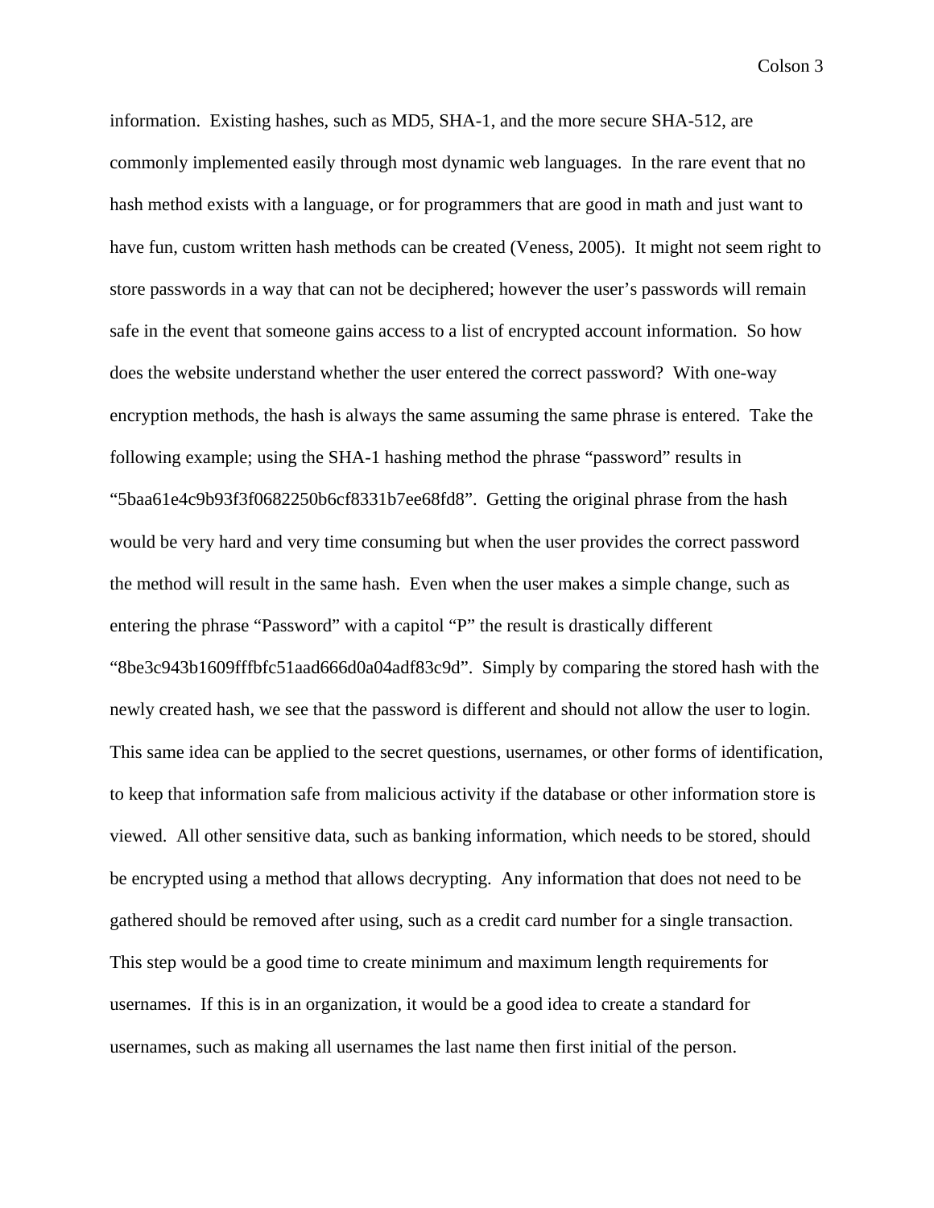information. Existing hashes, such as MD5, SHA-1, and the more secure SHA-512, are commonly implemented easily through most dynamic web languages. In the rare event that no hash method exists with a language, or for programmers that are good in math and just want to have fun, custom written hash methods can be created (Veness, 2005). It might not seem right to store passwords in a way that can not be deciphered; however the user's passwords will remain safe in the event that someone gains access to a list of encrypted account information. So how does the website understand whether the user entered the correct password? With one-way encryption methods, the hash is always the same assuming the same phrase is entered. Take the following example; using the SHA-1 hashing method the phrase "password" results in "5baa61e4c9b93f3f0682250b6cf8331b7ee68fd8". Getting the original phrase from the hash would be very hard and very time consuming but when the user provides the correct password the method will result in the same hash. Even when the user makes a simple change, such as entering the phrase "Password" with a capitol "P" the result is drastically different "8be3c943b1609fffbfc51aad666d0a04adf83c9d". Simply by comparing the stored hash with the newly created hash, we see that the password is different and should not allow the user to login. This same idea can be applied to the secret questions, usernames, or other forms of identification, to keep that information safe from malicious activity if the database or other information store is viewed. All other sensitive data, such as banking information, which needs to be stored, should be encrypted using a method that allows decrypting. Any information that does not need to be gathered should be removed after using, such as a credit card number for a single transaction. This step would be a good time to create minimum and maximum length requirements for usernames. If this is in an organization, it would be a good idea to create a standard for usernames, such as making all usernames the last name then first initial of the person.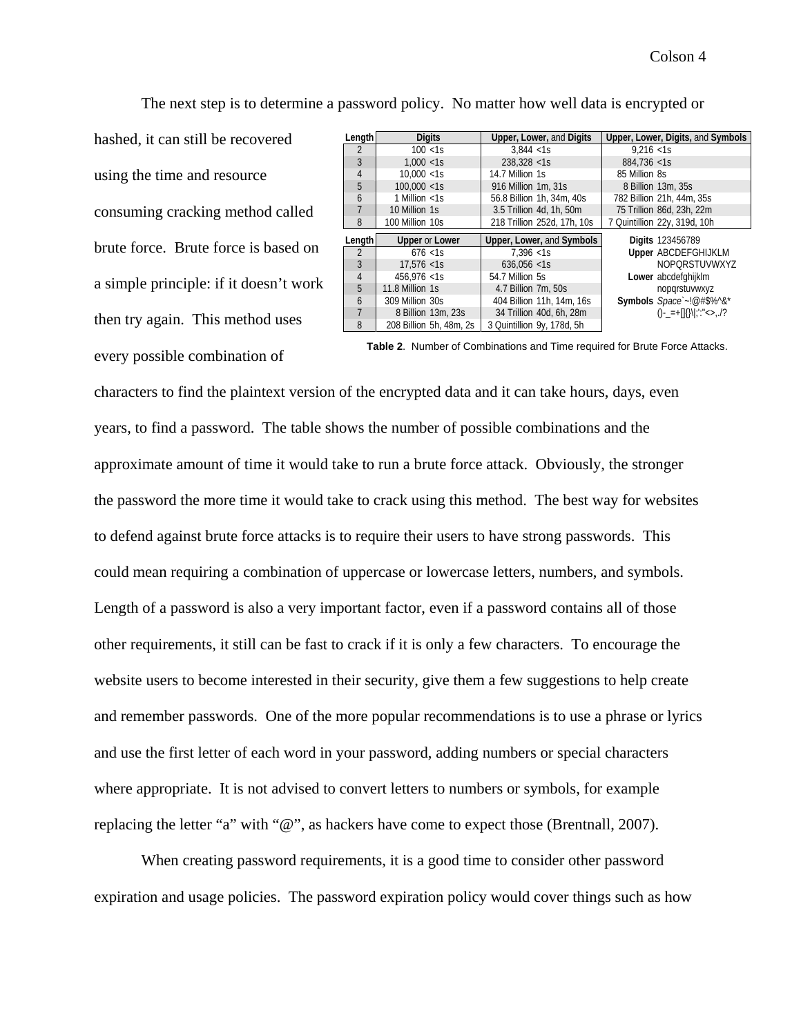The next step is to determine a password policy. No matter how well data is encrypted or hashed, it can still be recovered using the time and resource consuming cracking method called brute force. Brute force is based on a simple principle: if it doesn't work then try again. This method uses every possible combination of characters to find the plaintext version of the encrypted data and it can take hours, days, even years, to find a password. The table shows the number of possible combinations and the approximate amount of time it would take to run a brute force attack. Obviously, the stronger the password the more time it would take to crack using this method. The best way for websites to defend against brute force attacks is to require their users to have strong passwords. This could mean requiring a combination of uppercase or lowercase letters, numbers, and symbols. Length of a password is also a very important factor, even if a password contains all of those other requirements, it still can be fast to crack if it is only a few characters. To encourage the website users to become interested in their security, give them a few suggestions to help create and remember passwords. One of the more popular recommendations is to use a phrase or lyrics and use the first letter of each word in your password, adding numbers or special characters where appropriate. It is not advised to convert letters to numbers or symbols, for example replacing the letter "a" with "@", as hackers have come to expect those (Brentnall, 2007).

| Length | Digits | | Upper, Lower, and Digits | | Upper, Lower, Digits, and Symbols | |
|---|---|---|---|---|---|---|
| 2 | 100 | <1s | 3,844 | <1s | 9,216 | <1s |
| 3 | 1,000 | <1s | 238,328 | <1s | 884,736 | <1s |
| 4 | 10,000 | <1s | 14.7 Million | 1s | 85 Million | 8s |
| 5 | 100,000 | <1s | 916 Million | 1m, 31s | 8 Billion | 13m, 35s |
| 6 | 1 Million | <1s | 56.8 Billion | 1h, 34m, 40s | 782 Billion | 21h, 44m, 35s |
| 7 | 10 Million | 1s | 3.5 Trillion | 4d, 1h, 50m | 75 Trillion | 86d, 23h, 22m |
| 8 | 100 Million | 10s | 218 Trillion | 252d, 17h, 10s | 7 Quintillion | 22y, 319d, 10h |

| Length | Upper or Lower | | Upper, Lower, and Symbols | |
|---|---|---|---|---|
| 2 | 676 | <1s | 7,396 | <1s |
| 3 | 17,576 | <1s | 636,056 | <1s |
| 4 | 456,976 | <1s | 54.7 Million | 5s |
| 5 | 11.8 Million | 1s | 4.7 Billion | 7m, 50s |
| 6 | 309 Million | 30s | 404 Billion | 11h, 14m, 16s |
| 7 | 8 Billion | 13m, 23s | 34 Trillion | 40d, 6h, 28m |
| 8 | 208 Billion | 5h, 48m, 2s | 3 Quintillion | 9y, 178d, 5h |

| Set | Characters |
|---|---|
| Digits | 123456789 |
| Upper | ABCDEFGHIJKLMNOPQRSTUVWXYZ |
| Lower | abcdefghijklmnopqrstuvwxyz |
| Symbols | *Space*`~!@#$%^&*()-_=+[]{}\|;':"<>,./? |

**Table 2**. Number of Combinations and Time required for Brute Force Attacks.

When creating password requirements, it is a good time to consider other password expiration and usage policies. The password expiration policy would cover things such as how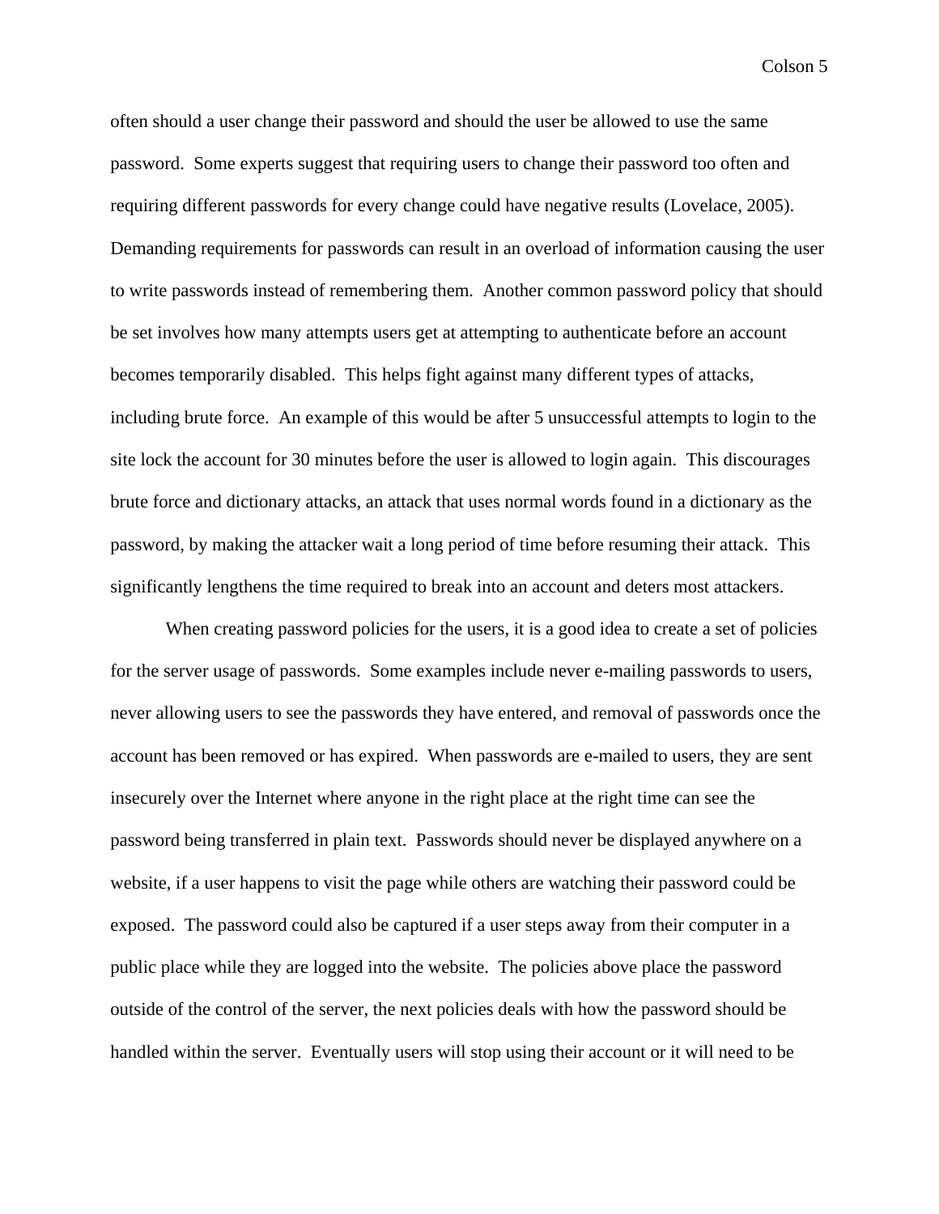often should a user change their password and should the user be allowed to use the same password. Some experts suggest that requiring users to change their password too often and requiring different passwords for every change could have negative results (Lovelace, 2005). Demanding requirements for passwords can result in an overload of information causing the user to write passwords instead of remembering them. Another common password policy that should be set involves how many attempts users get at attempting to authenticate before an account becomes temporarily disabled. This helps fight against many different types of attacks, including brute force. An example of this would be after 5 unsuccessful attempts to login to the site lock the account for 30 minutes before the user is allowed to login again. This discourages brute force and dictionary attacks, an attack that uses normal words found in a dictionary as the password, by making the attacker wait a long period of time before resuming their attack. This significantly lengthens the time required to break into an account and deters most attackers.

When creating password policies for the users, it is a good idea to create a set of policies for the server usage of passwords. Some examples include never e-mailing passwords to users, never allowing users to see the passwords they have entered, and removal of passwords once the account has been removed or has expired. When passwords are e-mailed to users, they are sent insecurely over the Internet where anyone in the right place at the right time can see the password being transferred in plain text. Passwords should never be displayed anywhere on a website, if a user happens to visit the page while others are watching their password could be exposed. The password could also be captured if a user steps away from their computer in a public place while they are logged into the website. The policies above place the password outside of the control of the server, the next policies deals with how the password should be handled within the server. Eventually users will stop using their account or it will need to be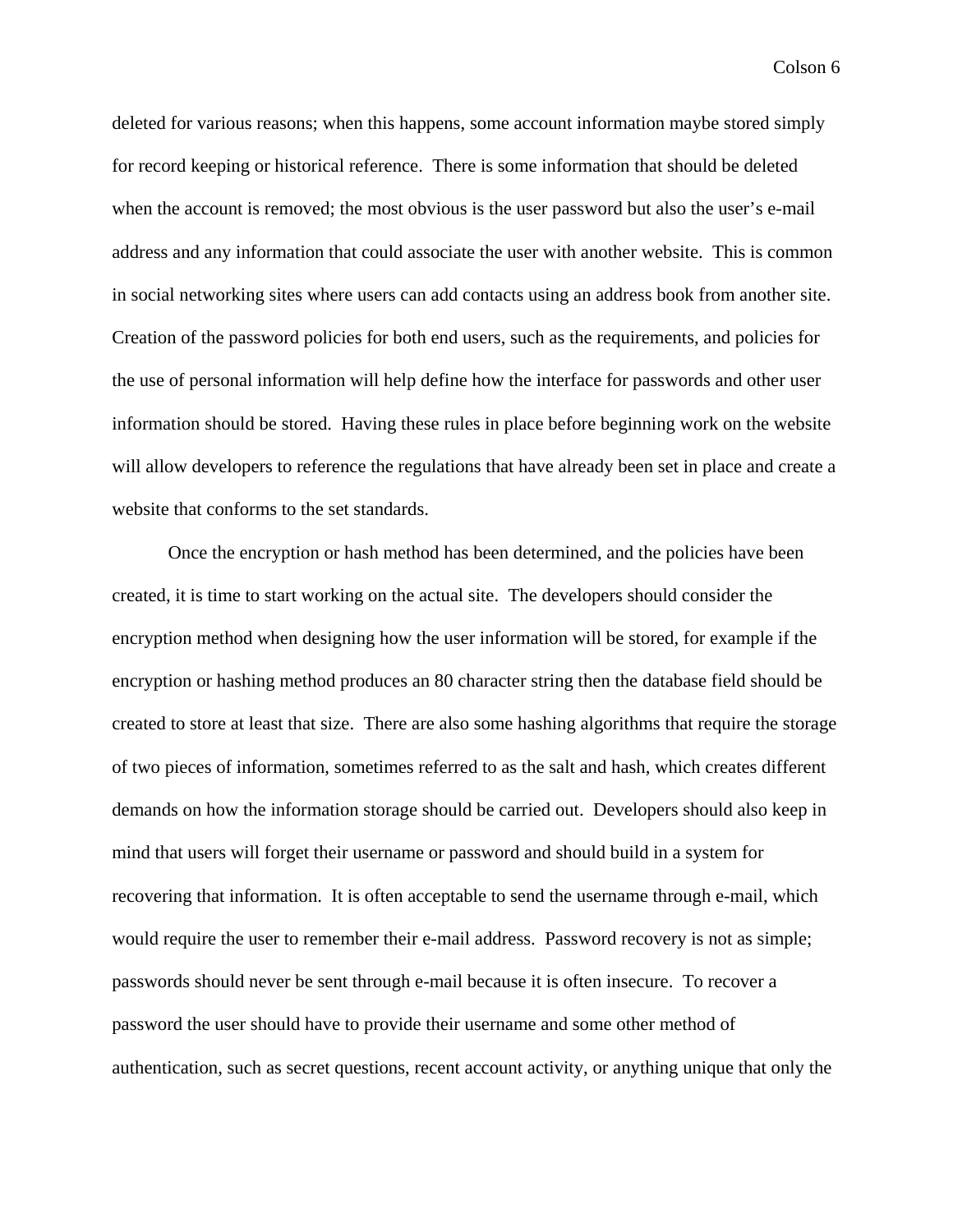deleted for various reasons; when this happens, some account information maybe stored simply for record keeping or historical reference. There is some information that should be deleted when the account is removed; the most obvious is the user password but also the user's e-mail address and any information that could associate the user with another website. This is common in social networking sites where users can add contacts using an address book from another site. Creation of the password policies for both end users, such as the requirements, and policies for the use of personal information will help define how the interface for passwords and other user information should be stored. Having these rules in place before beginning work on the website will allow developers to reference the regulations that have already been set in place and create a website that conforms to the set standards.

Once the encryption or hash method has been determined, and the policies have been created, it is time to start working on the actual site. The developers should consider the encryption method when designing how the user information will be stored, for example if the encryption or hashing method produces an 80 character string then the database field should be created to store at least that size. There are also some hashing algorithms that require the storage of two pieces of information, sometimes referred to as the salt and hash, which creates different demands on how the information storage should be carried out. Developers should also keep in mind that users will forget their username or password and should build in a system for recovering that information. It is often acceptable to send the username through e-mail, which would require the user to remember their e-mail address. Password recovery is not as simple; passwords should never be sent through e-mail because it is often insecure. To recover a password the user should have to provide their username and some other method of authentication, such as secret questions, recent account activity, or anything unique that only the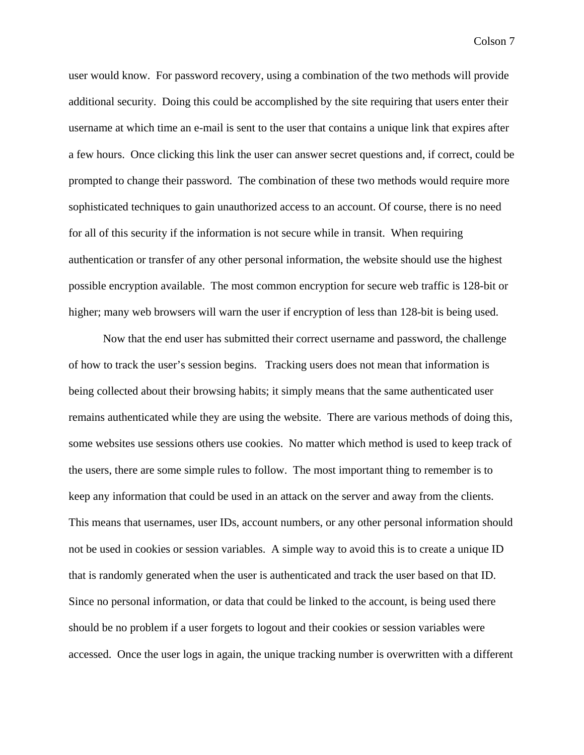user would know.  For password recovery, using a combination of the two methods will provide additional security.  Doing this could be accomplished by the site requiring that users enter their username at which time an e-mail is sent to the user that contains a unique link that expires after a few hours.  Once clicking this link the user can answer secret questions and, if correct, could be prompted to change their password.  The combination of these two methods would require more sophisticated techniques to gain unauthorized access to an account. Of course, there is no need for all of this security if the information is not secure while in transit.  When requiring authentication or transfer of any other personal information, the website should use the highest possible encryption available.  The most common encryption for secure web traffic is 128-bit or higher; many web browsers will warn the user if encryption of less than 128-bit is being used.

Now that the end user has submitted their correct username and password, the challenge of how to track the user's session begins.   Tracking users does not mean that information is being collected about their browsing habits; it simply means that the same authenticated user remains authenticated while they are using the website.  There are various methods of doing this, some websites use sessions others use cookies.  No matter which method is used to keep track of the users, there are some simple rules to follow.  The most important thing to remember is to keep any information that could be used in an attack on the server and away from the clients.  This means that usernames, user IDs, account numbers, or any other personal information should not be used in cookies or session variables.  A simple way to avoid this is to create a unique ID that is randomly generated when the user is authenticated and track the user based on that ID.  Since no personal information, or data that could be linked to the account, is being used there should be no problem if a user forgets to logout and their cookies or session variables were accessed.  Once the user logs in again, the unique tracking number is overwritten with a different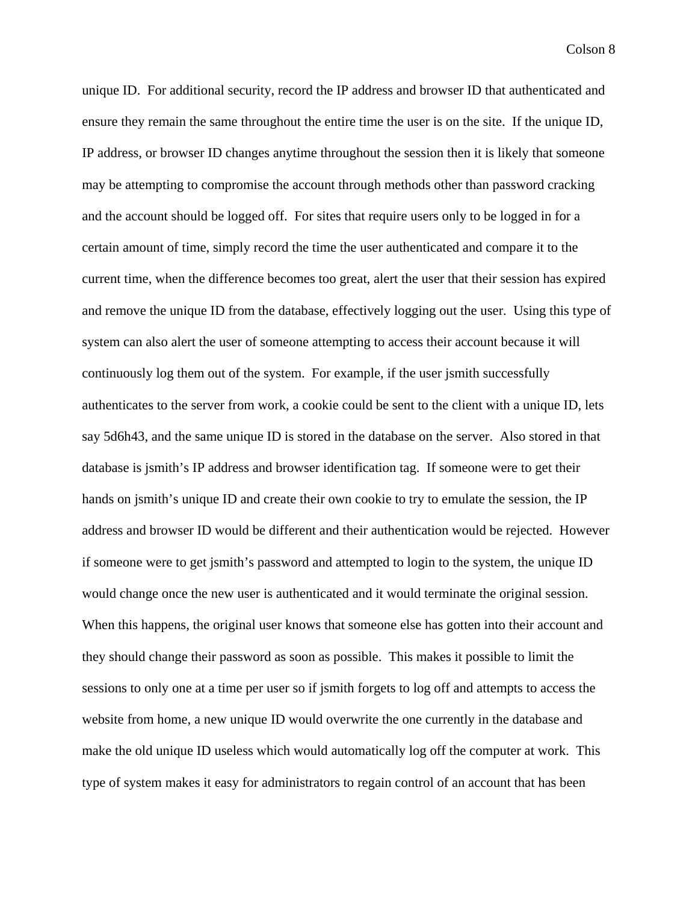unique ID. For additional security, record the IP address and browser ID that authenticated and ensure they remain the same throughout the entire time the user is on the site. If the unique ID, IP address, or browser ID changes anytime throughout the session then it is likely that someone may be attempting to compromise the account through methods other than password cracking and the account should be logged off. For sites that require users only to be logged in for a certain amount of time, simply record the time the user authenticated and compare it to the current time, when the difference becomes too great, alert the user that their session has expired and remove the unique ID from the database, effectively logging out the user. Using this type of system can also alert the user of someone attempting to access their account because it will continuously log them out of the system. For example, if the user jsmith successfully authenticates to the server from work, a cookie could be sent to the client with a unique ID, lets say 5d6h43, and the same unique ID is stored in the database on the server. Also stored in that database is jsmith's IP address and browser identification tag. If someone were to get their hands on jsmith's unique ID and create their own cookie to try to emulate the session, the IP address and browser ID would be different and their authentication would be rejected. However if someone were to get jsmith's password and attempted to login to the system, the unique ID would change once the new user is authenticated and it would terminate the original session. When this happens, the original user knows that someone else has gotten into their account and they should change their password as soon as possible. This makes it possible to limit the sessions to only one at a time per user so if jsmith forgets to log off and attempts to access the website from home, a new unique ID would overwrite the one currently in the database and make the old unique ID useless which would automatically log off the computer at work. This type of system makes it easy for administrators to regain control of an account that has been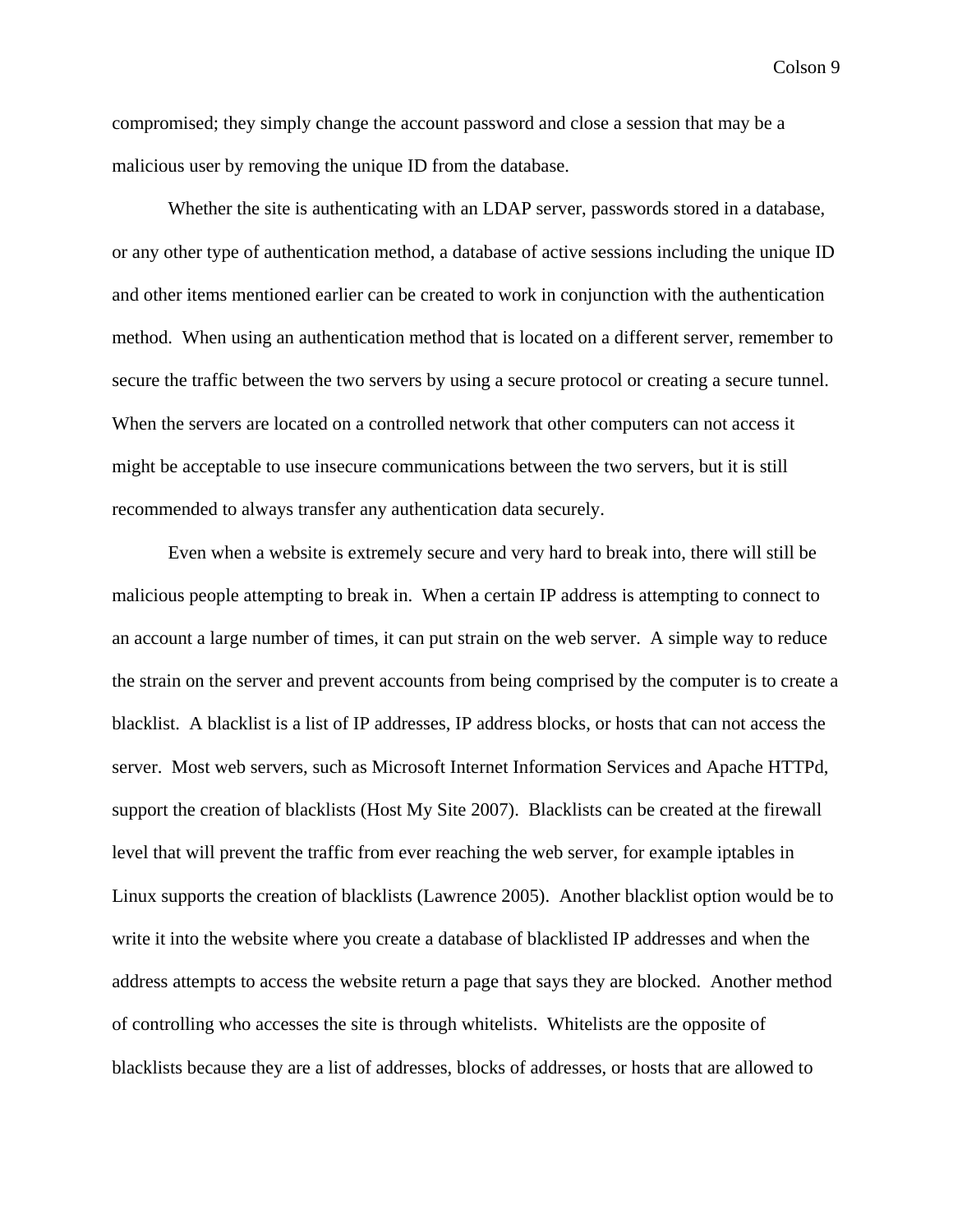compromised; they simply change the account password and close a session that may be a malicious user by removing the unique ID from the database.

Whether the site is authenticating with an LDAP server, passwords stored in a database, or any other type of authentication method, a database of active sessions including the unique ID and other items mentioned earlier can be created to work in conjunction with the authentication method. When using an authentication method that is located on a different server, remember to secure the traffic between the two servers by using a secure protocol or creating a secure tunnel. When the servers are located on a controlled network that other computers can not access it might be acceptable to use insecure communications between the two servers, but it is still recommended to always transfer any authentication data securely.

Even when a website is extremely secure and very hard to break into, there will still be malicious people attempting to break in. When a certain IP address is attempting to connect to an account a large number of times, it can put strain on the web server. A simple way to reduce the strain on the server and prevent accounts from being comprised by the computer is to create a blacklist. A blacklist is a list of IP addresses, IP address blocks, or hosts that can not access the server. Most web servers, such as Microsoft Internet Information Services and Apache HTTPd, support the creation of blacklists (Host My Site 2007). Blacklists can be created at the firewall level that will prevent the traffic from ever reaching the web server, for example iptables in Linux supports the creation of blacklists (Lawrence 2005). Another blacklist option would be to write it into the website where you create a database of blacklisted IP addresses and when the address attempts to access the website return a page that says they are blocked. Another method of controlling who accesses the site is through whitelists. Whitelists are the opposite of blacklists because they are a list of addresses, blocks of addresses, or hosts that are allowed to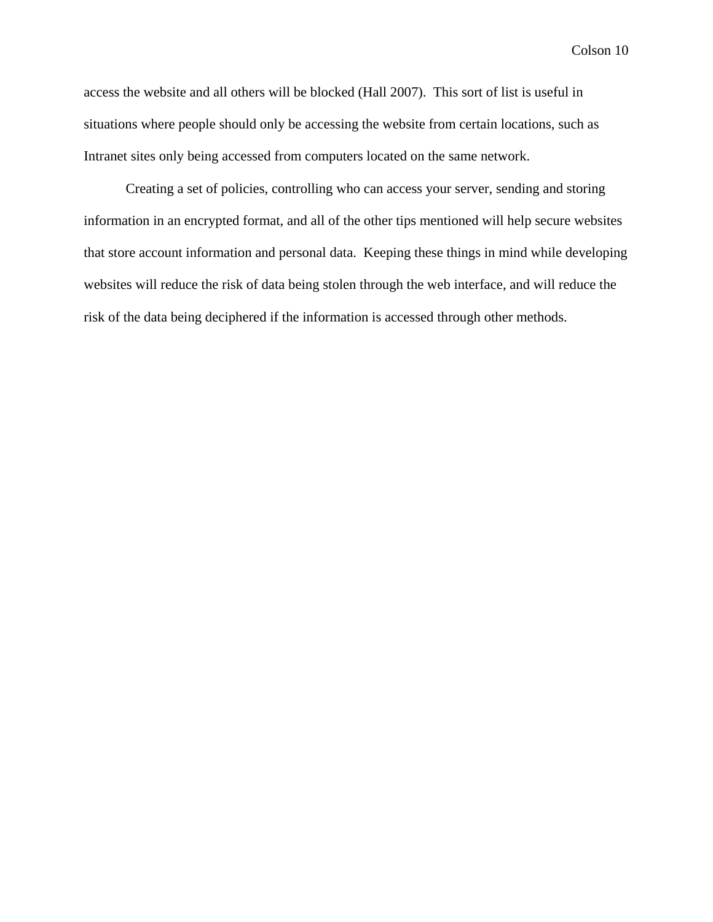access the website and all others will be blocked (Hall 2007). This sort of list is useful in situations where people should only be accessing the website from certain locations, such as Intranet sites only being accessed from computers located on the same network.

Creating a set of policies, controlling who can access your server, sending and storing information in an encrypted format, and all of the other tips mentioned will help secure websites that store account information and personal data. Keeping these things in mind while developing websites will reduce the risk of data being stolen through the web interface, and will reduce the risk of the data being deciphered if the information is accessed through other methods.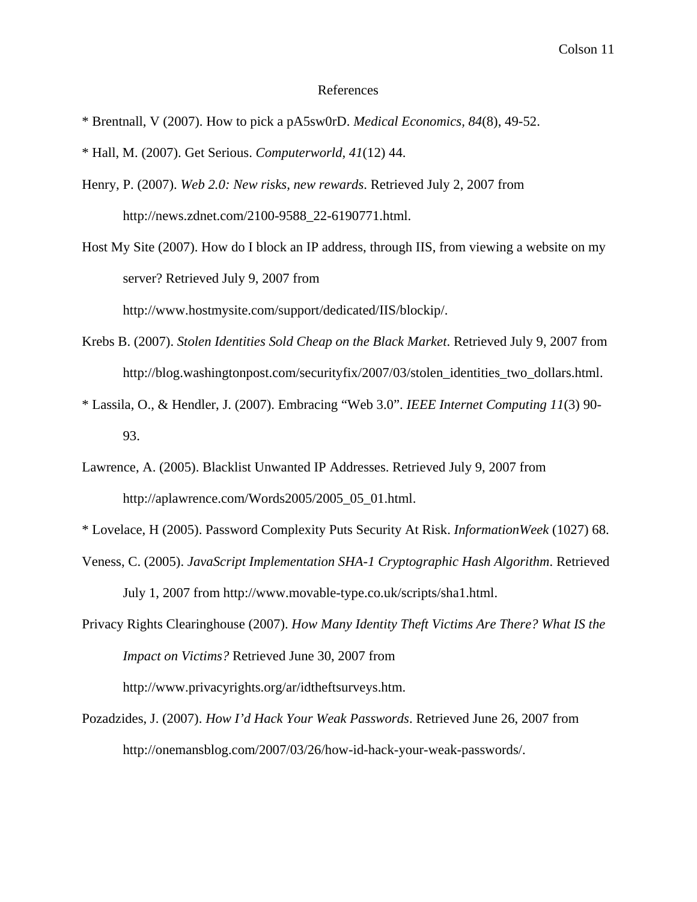# References

* Brentnall, V (2007). How to pick a pA5sw0rD. *Medical Economics, 84*(8), 49-52.

* Hall, M. (2007). Get Serious. *Computerworld, 41*(12) 44.

Henry, P. (2007). *Web 2.0: New risks, new rewards*. Retrieved July 2, 2007 from http://news.zdnet.com/2100-9588_22-6190771.html.

Host My Site (2007). How do I block an IP address, through IIS, from viewing a website on my server? Retrieved July 9, 2007 from http://www.hostmysite.com/support/dedicated/IIS/blockip/.

Krebs B. (2007). *Stolen Identities Sold Cheap on the Black Market*. Retrieved July 9, 2007 from http://blog.washingtonpost.com/securityfix/2007/03/stolen_identities_two_dollars.html.

* Lassila, O., & Hendler, J. (2007). Embracing “Web 3.0”. *IEEE Internet Computing 11*(3) 90-93.

Lawrence, A. (2005). Blacklist Unwanted IP Addresses. Retrieved July 9, 2007 from http://aplawrence.com/Words2005/2005_05_01.html.

* Lovelace, H (2005). Password Complexity Puts Security At Risk. *InformationWeek* (1027) 68.

Veness, C. (2005). *JavaScript Implementation SHA-1 Cryptographic Hash Algorithm*. Retrieved July 1, 2007 from http://www.movable-type.co.uk/scripts/sha1.html.

Privacy Rights Clearinghouse (2007). *How Many Identity Theft Victims Are There? What IS the Impact on Victims?* Retrieved June 30, 2007 from http://www.privacyrights.org/ar/idtheftsurveys.htm.

Pozadzides, J. (2007). *How I’d Hack Your Weak Passwords*. Retrieved June 26, 2007 from http://onemansblog.com/2007/03/26/how-id-hack-your-weak-passwords/.